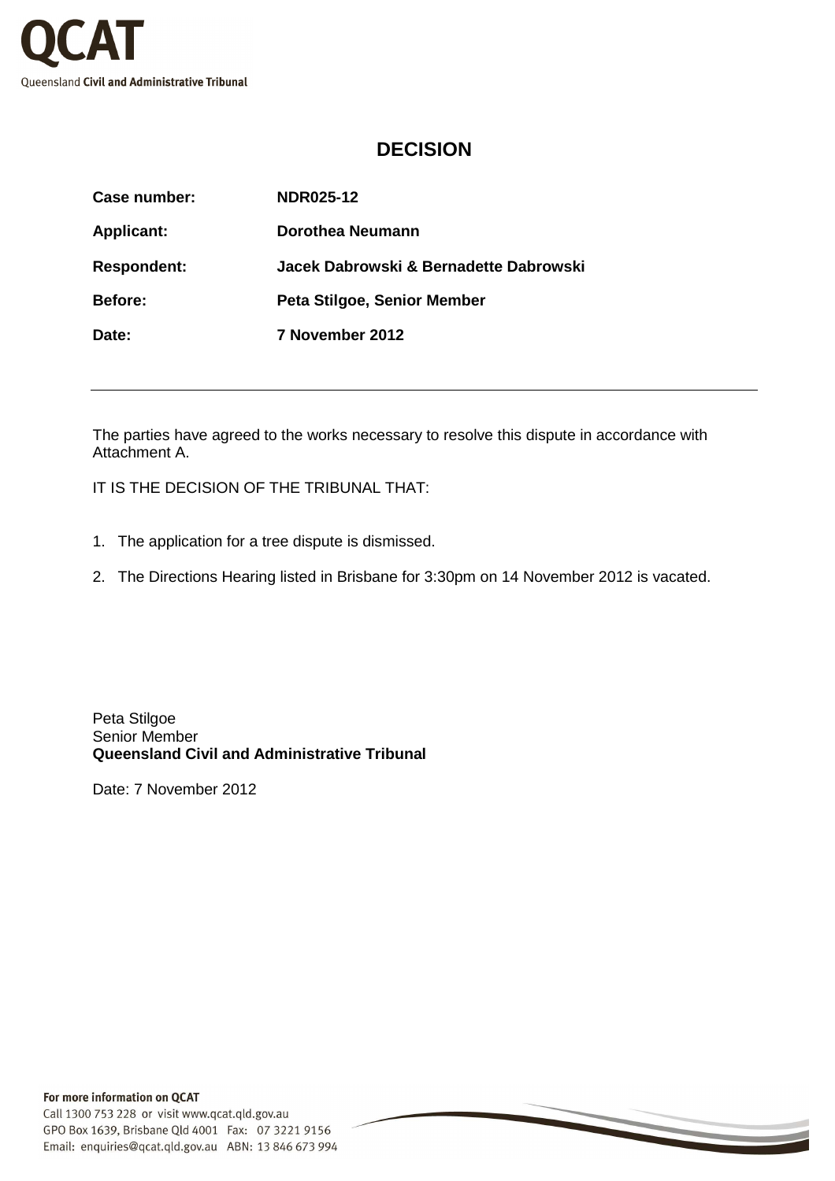# DECISION

| | |
|---|---|
| **Case number:** | **NDR025-12** |
| **Applicant:** | **Dorothea Neumann** |
| **Respondent:** | **Jacek Dabrowski & Bernadette Dabrowski** |
| **Before:** | **Peta Stilgoe, Senior Member** |
| **Date:** | **7 November 2012** |

---

The parties have agreed to the works necessary to resolve this dispute in accordance with Attachment A.

IT IS THE DECISION OF THE TRIBUNAL THAT:

1. The application for a tree dispute is dismissed.
2. The Directions Hearing listed in Brisbane for 3:30pm on 14 November 2012 is vacated.

Peta Stilgoe
Senior Member
**Queensland Civil and Administrative Tribunal**

Date: 7 November 2012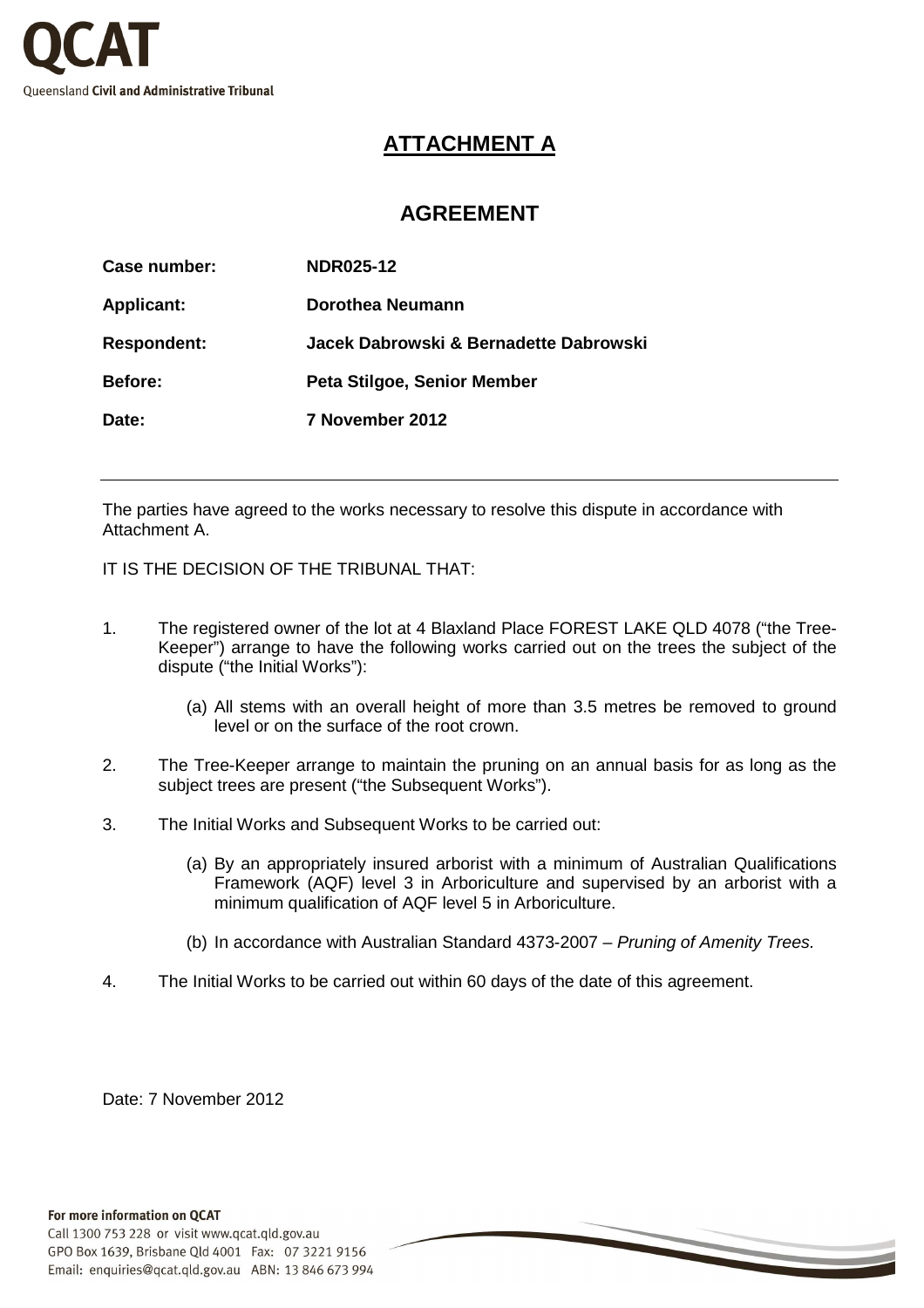# ATTACHMENT A

## AGREEMENT

| | |
|---|---|
| **Case number:** | **NDR025-12** |
| **Applicant:** | **Dorothea Neumann** |
| **Respondent:** | **Jacek Dabrowski & Bernadette Dabrowski** |
| **Before:** | **Peta Stilgoe, Senior Member** |
| **Date:** | **7 November 2012** |

---

The parties have agreed to the works necessary to resolve this dispute in accordance with Attachment A.

IT IS THE DECISION OF THE TRIBUNAL THAT:

1. The registered owner of the lot at 4 Blaxland Place FOREST LAKE QLD 4078 ("the Tree-Keeper") arrange to have the following works carried out on the trees the subject of the dispute ("the Initial Works"):

   (a) All stems with an overall height of more than 3.5 metres be removed to ground level or on the surface of the root crown.

2. The Tree-Keeper arrange to maintain the pruning on an annual basis for as long as the subject trees are present ("the Subsequent Works").

3. The Initial Works and Subsequent Works to be carried out:

   (a) By an appropriately insured arborist with a minimum of Australian Qualifications Framework (AQF) level 3 in Arboriculture and supervised by an arborist with a minimum qualification of AQF level 5 in Arboriculture.

   (b) In accordance with Australian Standard 4373-2007 – *Pruning of Amenity Trees*.

4. The Initial Works to be carried out within 60 days of the date of this agreement.

Date: 7 November 2012